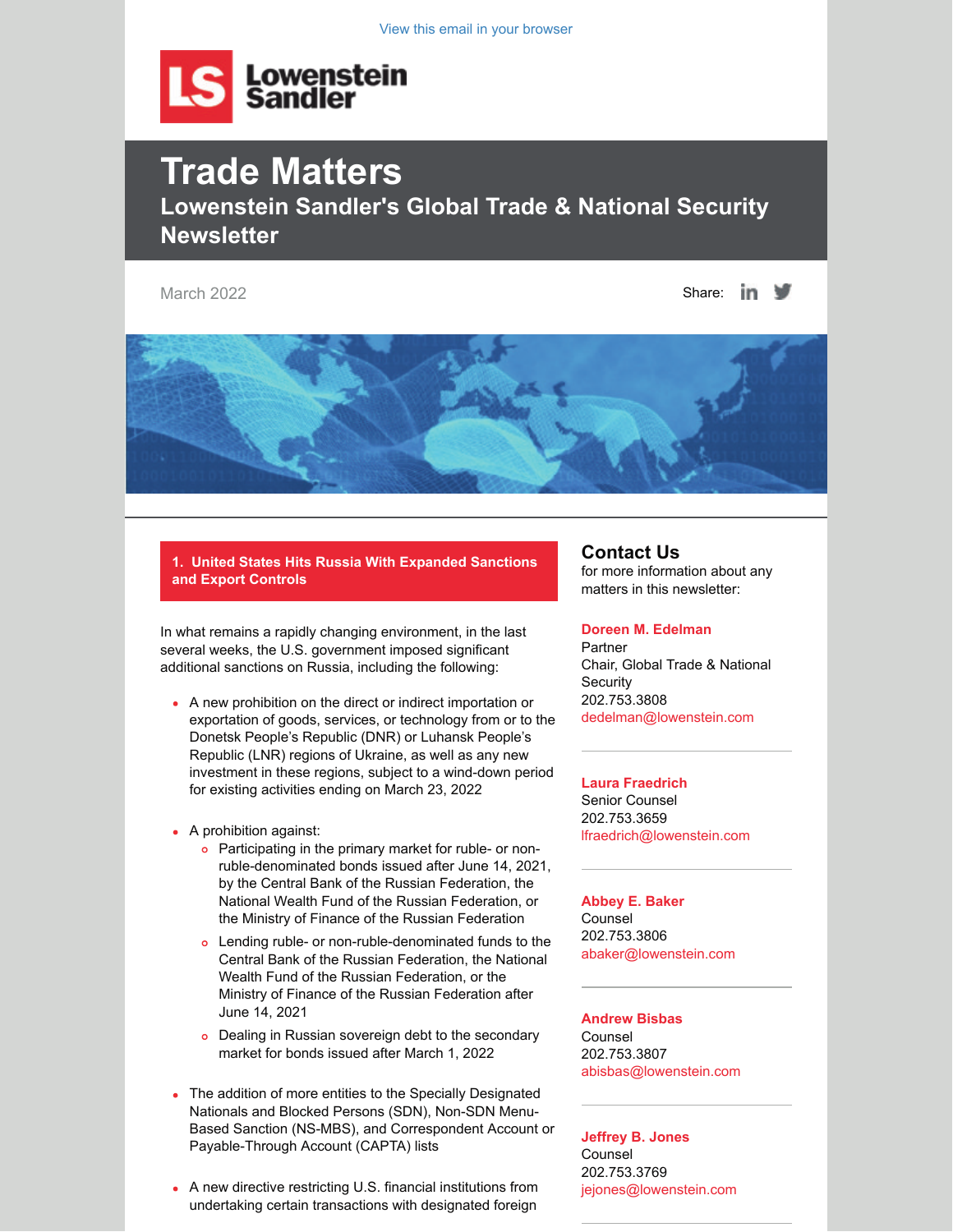View this email in your browser

Lowenstein Sandler

# Trade Matters

## Lowenstein Sandler's Global Trade & National Security Newsletter

March 2022

Share:

### 1. United States Hits Russia With Expanded Sanctions and Export Controls

In what remains a rapidly changing environment, in the last several weeks, the U.S. government imposed significant additional sanctions on Russia, including the following:

- A new prohibition on the direct or indirect importation or exportation of goods, services, or technology from or to the Donetsk People's Republic (DNR) or Luhansk People's Republic (LNR) regions of Ukraine, as well as any new investment in these regions, subject to a wind-down period for existing activities ending on March 23, 2022
- A prohibition against:
  - Participating in the primary market for ruble- or non-ruble-denominated bonds issued after June 14, 2021, by the Central Bank of the Russian Federation, the National Wealth Fund of the Russian Federation, or the Ministry of Finance of the Russian Federation
  - Lending ruble- or non-ruble-denominated funds to the Central Bank of the Russian Federation, the National Wealth Fund of the Russian Federation, or the Ministry of Finance of the Russian Federation after June 14, 2021
  - Dealing in Russian sovereign debt to the secondary market for bonds issued after March 1, 2022
- The addition of more entities to the Specially Designated Nationals and Blocked Persons (SDN), Non-SDN Menu-Based Sanction (NS-MBS), and Correspondent Account or Payable-Through Account (CAPTA) lists
- A new directive restricting U.S. financial institutions from undertaking certain transactions with designated foreign

## Contact Us

for more information about any matters in this newsletter:

**Doreen M. Edelman**
Partner
Chair, Global Trade & National Security
202.753.3808
dedelman@lowenstein.com

**Laura Fraedrich**
Senior Counsel
202.753.3659
lfraedrich@lowenstein.com

**Abbey E. Baker**
Counsel
202.753.3806
abaker@lowenstein.com

**Andrew Bisbas**
Counsel
202.753.3807
abisbas@lowenstein.com

**Jeffrey B. Jones**
Counsel
202.753.3769
jejones@lowenstein.com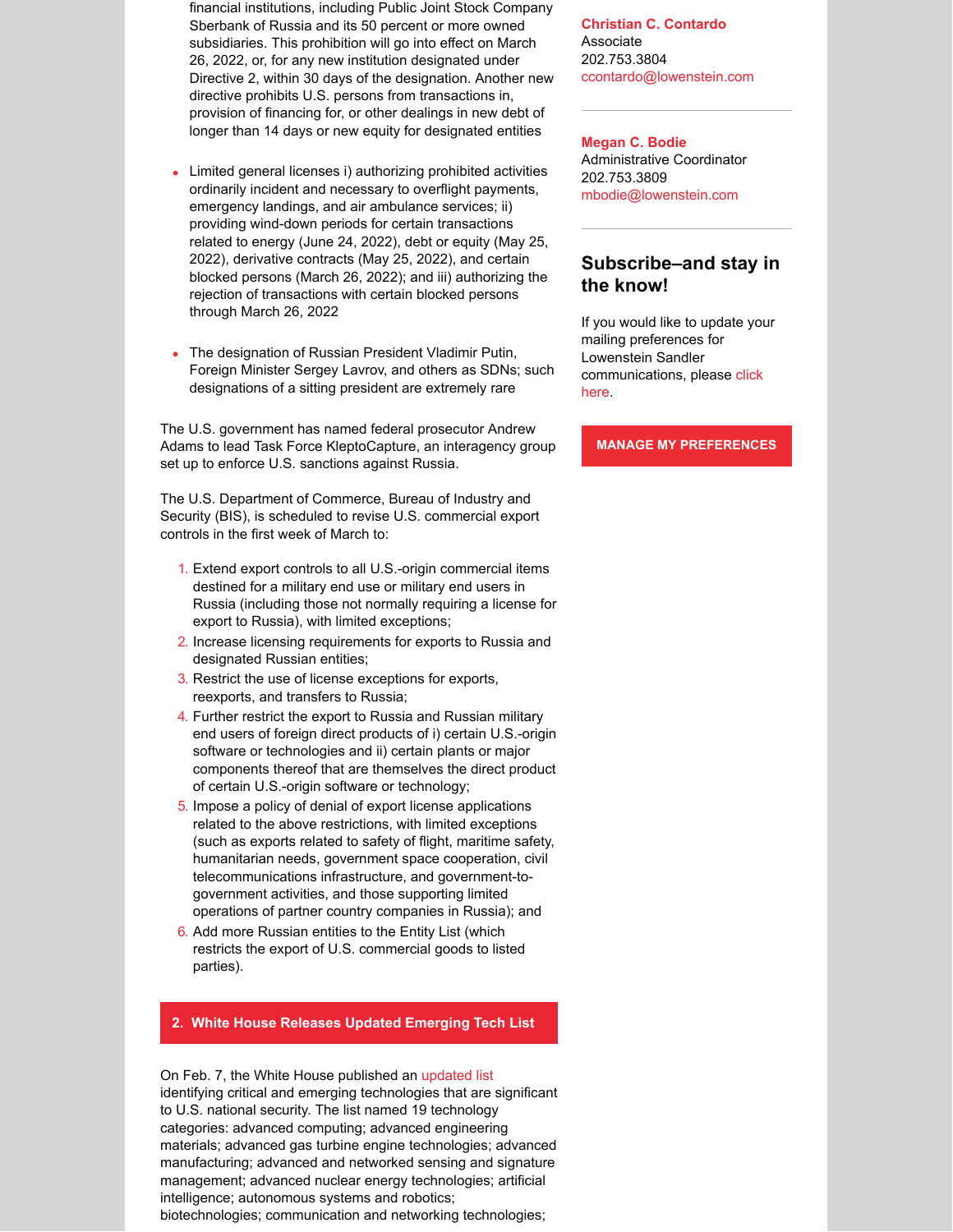financial institutions, including Public Joint Stock Company Sberbank of Russia and its 50 percent or more owned subsidiaries. This prohibition will go into effect on March 26, 2022, or, for any new institution designated under Directive 2, within 30 days of the designation. Another new directive prohibits U.S. persons from transactions in, provision of financing for, or other dealings in new debt of longer than 14 days or new equity for designated entities

- Limited general licenses i) authorizing prohibited activities ordinarily incident and necessary to overflight payments, emergency landings, and air ambulance services; ii) providing wind-down periods for certain transactions related to energy (June 24, 2022), debt or equity (May 25, 2022), derivative contracts (May 25, 2022), and certain blocked persons (March 26, 2022); and iii) authorizing the rejection of transactions with certain blocked persons through March 26, 2022
- The designation of Russian President Vladimir Putin, Foreign Minister Sergey Lavrov, and others as SDNs; such designations of a sitting president are extremely rare

The U.S. government has named federal prosecutor Andrew Adams to lead Task Force KleptoCapture, an interagency group set up to enforce U.S. sanctions against Russia.

The U.S. Department of Commerce, Bureau of Industry and Security (BIS), is scheduled to revise U.S. commercial export controls in the first week of March to:

1. Extend export controls to all U.S.-origin commercial items destined for a military end use or military end users in Russia (including those not normally requiring a license for export to Russia), with limited exceptions;
2. Increase licensing requirements for exports to Russia and designated Russian entities;
3. Restrict the use of license exceptions for exports, reexports, and transfers to Russia;
4. Further restrict the export to Russia and Russian military end users of foreign direct products of i) certain U.S.-origin software or technologies and ii) certain plants or major components thereof that are themselves the direct product of certain U.S.-origin software or technology;
5. Impose a policy of denial of export license applications related to the above restrictions, with limited exceptions (such as exports related to safety of flight, maritime safety, humanitarian needs, government space cooperation, civil telecommunications infrastructure, and government-to-government activities, and those supporting limited operations of partner country companies in Russia); and
6. Add more Russian entities to the Entity List (which restricts the export of U.S. commercial goods to listed parties).

## 2. White House Releases Updated Emerging Tech List

On Feb. 7, the White House published an updated list identifying critical and emerging technologies that are significant to U.S. national security. The list named 19 technology categories: advanced computing; advanced engineering materials; advanced gas turbine engine technologies; advanced manufacturing; advanced and networked sensing and signature management; advanced nuclear energy technologies; artificial intelligence; autonomous systems and robotics; biotechnologies; communication and networking technologies;

**Christian C. Contardo**
Associate
202.753.3804
ccontardo@lowenstein.com

**Megan C. Bodie**
Administrative Coordinator
202.753.3809
mbodie@lowenstein.com

### Subscribe–and stay in the know!

If you would like to update your mailing preferences for Lowenstein Sandler communications, please click here.

MANAGE MY PREFERENCES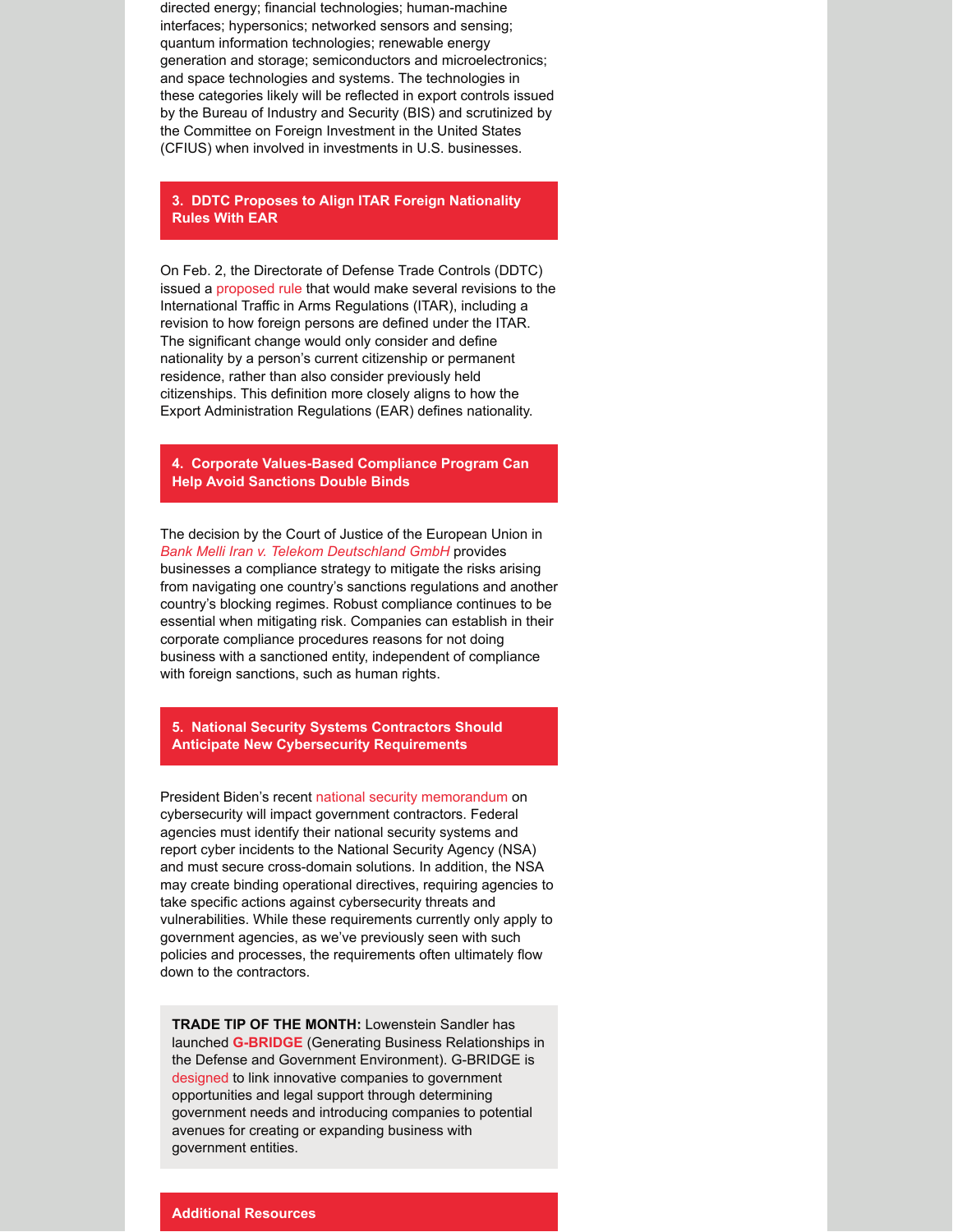directed energy; financial technologies; human-machine interfaces; hypersonics; networked sensors and sensing; quantum information technologies; renewable energy generation and storage; semiconductors and microelectronics; and space technologies and systems. The technologies in these categories likely will be reflected in export controls issued by the Bureau of Industry and Security (BIS) and scrutinized by the Committee on Foreign Investment in the United States (CFIUS) when involved in investments in U.S. businesses.

## 3. DDTC Proposes to Align ITAR Foreign Nationality Rules With EAR

On Feb. 2, the Directorate of Defense Trade Controls (DDTC) issued a proposed rule that would make several revisions to the International Traffic in Arms Regulations (ITAR), including a revision to how foreign persons are defined under the ITAR. The significant change would only consider and define nationality by a person's current citizenship or permanent residence, rather than also consider previously held citizenships. This definition more closely aligns to how the Export Administration Regulations (EAR) defines nationality.

## 4. Corporate Values-Based Compliance Program Can Help Avoid Sanctions Double Binds

The decision by the Court of Justice of the European Union in *Bank Melli Iran v. Telekom Deutschland GmbH* provides businesses a compliance strategy to mitigate the risks arising from navigating one country's sanctions regulations and another country's blocking regimes. Robust compliance continues to be essential when mitigating risk. Companies can establish in their corporate compliance procedures reasons for not doing business with a sanctioned entity, independent of compliance with foreign sanctions, such as human rights.

## 5. National Security Systems Contractors Should Anticipate New Cybersecurity Requirements

President Biden's recent national security memorandum on cybersecurity will impact government contractors. Federal agencies must identify their national security systems and report cyber incidents to the National Security Agency (NSA) and must secure cross-domain solutions. In addition, the NSA may create binding operational directives, requiring agencies to take specific actions against cybersecurity threats and vulnerabilities. While these requirements currently only apply to government agencies, as we've previously seen with such policies and processes, the requirements often ultimately flow down to the contractors.

**TRADE TIP OF THE MONTH:** Lowenstein Sandler has launched **G-BRIDGE** (Generating Business Relationships in the Defense and Government Environment). G-BRIDGE is designed to link innovative companies to government opportunities and legal support through determining government needs and introducing companies to potential avenues for creating or expanding business with government entities.

## Additional Resources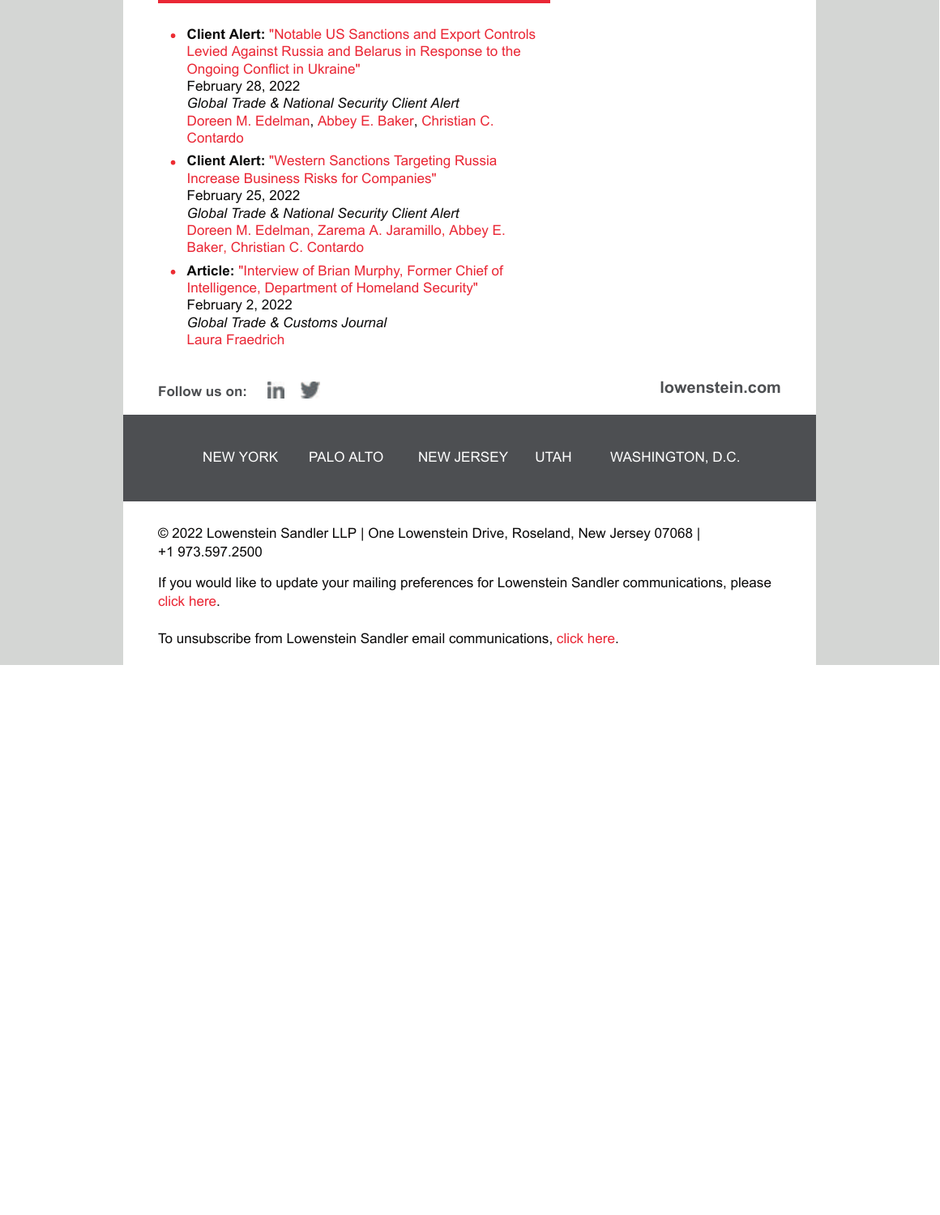- **Client Alert:** "Notable US Sanctions and Export Controls Levied Against Russia and Belarus in Response to the Ongoing Conflict in Ukraine"
  February 28, 2022
  *Global Trade & National Security Client Alert*
  Doreen M. Edelman, Abbey E. Baker, Christian C. Contardo
- **Client Alert:** "Western Sanctions Targeting Russia Increase Business Risks for Companies"
  February 25, 2022
  *Global Trade & National Security Client Alert*
  Doreen M. Edelman, Zarema A. Jaramillo, Abbey E. Baker, Christian C. Contardo
- **Article:** "Interview of Brian Murphy, Former Chief of Intelligence, Department of Homeland Security"
  February 2, 2022
  *Global Trade & Customs Journal*
  Laura Fraedrich

Follow us on:

lowenstein.com

NEW YORK PALO ALTO NEW JERSEY UTAH WASHINGTON, D.C.

© 2022 Lowenstein Sandler LLP | One Lowenstein Drive, Roseland, New Jersey 07068 | +1 973.597.2500

If you would like to update your mailing preferences for Lowenstein Sandler communications, please click here.

To unsubscribe from Lowenstein Sandler email communications, click here.